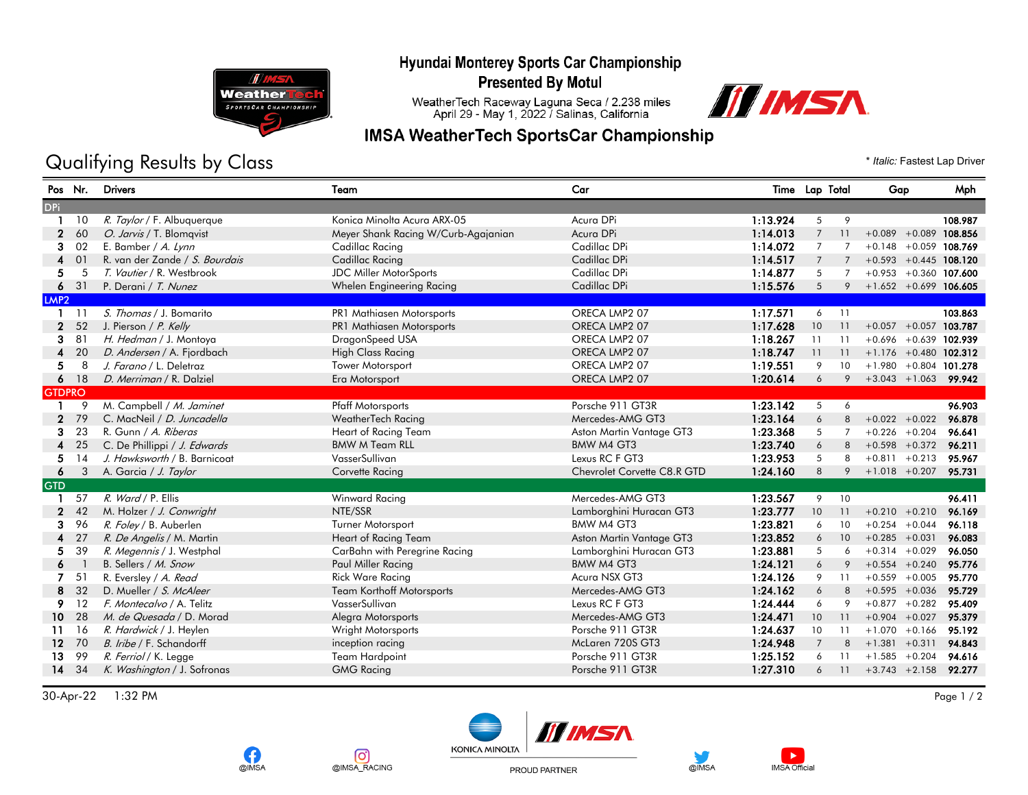# Hyundai Monterey Sports Car Championship
## Presented By Motul

WeatherTech Raceway Laguna Seca / 2.238 miles
April 29 - May 1, 2022 / Salinas, California

## IMSA WeatherTech SportsCar Championship

## Qualifying Results by Class

\* *Italic:* Fastest Lap Driver

| Pos | Nr. | Drivers | Team | Car | Time | Lap | Total | Gap | | Mph |
|---|---|---|---|---|---|---|---|---|---|---|
| **DPi** | | | | | | | | | | |
| 1 | 10 | *R. Taylor* / F. Albuquerque | Konica Minolta Acura ARX-05 | Acura DPi | 1:13.924 | 5 | 9 | | | 108.987 |
| 2 | 60 | *O. Jarvis* / T. Blomqvist | Meyer Shank Racing W/Curb-Agajanian | Acura DPi | 1:14.013 | 7 | 11 | +0.089 | +0.089 | 108.856 |
| 3 | 02 | E. Bamber / *A. Lynn* | Cadillac Racing | Cadillac DPi | 1:14.072 | 7 | 7 | +0.148 | +0.059 | 108.769 |
| 4 | 01 | R. van der Zande / *S. Bourdais* | Cadillac Racing | Cadillac DPi | 1:14.517 | 7 | 7 | +0.593 | +0.445 | 108.120 |
| 5 | 5 | *T. Vautier* / R. Westbrook | JDC Miller MotorSports | Cadillac DPi | 1:14.877 | 5 | 7 | +0.953 | +0.360 | 107.600 |
| 6 | 31 | P. Derani / *T. Nunez* | Whelen Engineering Racing | Cadillac DPi | 1:15.576 | 5 | 9 | +1.652 | +0.699 | 106.605 |
| **LMP2** | | | | | | | | | | |
| 1 | 11 | *S. Thomas* / J. Bomarito | PR1 Mathiasen Motorsports | ORECA LMP2 07 | 1:17.571 | 6 | 11 | | | 103.863 |
| 2 | 52 | J. Pierson / *P. Kelly* | PR1 Mathiasen Motorsports | ORECA LMP2 07 | 1:17.628 | 10 | 11 | +0.057 | +0.057 | 103.787 |
| 3 | 81 | *H. Hedman* / J. Montoya | DragonSpeed USA | ORECA LMP2 07 | 1:18.267 | 11 | 11 | +0.696 | +0.639 | 102.939 |
| 4 | 20 | *D. Andersen* / A. Fjordbach | High Class Racing | ORECA LMP2 07 | 1:18.747 | 11 | 11 | +1.176 | +0.480 | 102.312 |
| 5 | 8 | *J. Farano* / L. Deletraz | Tower Motorsport | ORECA LMP2 07 | 1:19.551 | 9 | 10 | +1.980 | +0.804 | 101.278 |
| 6 | 18 | *D. Merriman* / R. Dalziel | Era Motorsport | ORECA LMP2 07 | 1:20.614 | 6 | 9 | +3.043 | +1.063 | 99.942 |
| **GTDPRO** | | | | | | | | | | |
| 1 | 9 | M. Campbell / *M. Jaminet* | Pfaff Motorsports | Porsche 911 GT3R | 1:23.142 | 5 | 6 | | | 96.903 |
| 2 | 79 | C. MacNeil / *D. Juncadella* | WeatherTech Racing | Mercedes-AMG GT3 | 1:23.164 | 6 | 8 | +0.022 | +0.022 | 96.878 |
| 3 | 23 | R. Gunn / *A. Riberas* | Heart of Racing Team | Aston Martin Vantage GT3 | 1:23.368 | 5 | 7 | +0.226 | +0.204 | 96.641 |
| 4 | 25 | C. De Phillippi / *J. Edwards* | BMW M Team RLL | BMW M4 GT3 | 1:23.740 | 6 | 8 | +0.598 | +0.372 | 96.211 |
| 5 | 14 | *J. Hawksworth* / B. Barnicoat | VasserSullivan | Lexus RC F GT3 | 1:23.953 | 5 | 8 | +0.811 | +0.213 | 95.967 |
| 6 | 3 | A. Garcia / *J. Taylor* | Corvette Racing | Chevrolet Corvette C8.R GTD | 1:24.160 | 8 | 9 | +1.018 | +0.207 | 95.731 |
| **GTD** | | | | | | | | | | |
| 1 | 57 | *R. Ward* / P. Ellis | Winward Racing | Mercedes-AMG GT3 | 1:23.567 | 9 | 10 | | | 96.411 |
| 2 | 42 | M. Holzer / *J. Conwright* | NTE/SSR | Lamborghini Huracan GT3 | 1:23.777 | 10 | 11 | +0.210 | +0.210 | 96.169 |
| 3 | 96 | *R. Foley* / B. Auberlen | Turner Motorsport | BMW M4 GT3 | 1:23.821 | 6 | 10 | +0.254 | +0.044 | 96.118 |
| 4 | 27 | *R. De Angelis* / M. Martin | Heart of Racing Team | Aston Martin Vantage GT3 | 1:23.852 | 6 | 10 | +0.285 | +0.031 | 96.083 |
| 5 | 39 | *R. Megennis* / J. Westphal | CarBahn with Peregrine Racing | Lamborghini Huracan GT3 | 1:23.881 | 5 | 6 | +0.314 | +0.029 | 96.050 |
| 6 | 1 | B. Sellers / *M. Snow* | Paul Miller Racing | BMW M4 GT3 | 1:24.121 | 6 | 9 | +0.554 | +0.240 | 95.776 |
| 7 | 51 | R. Eversley / *A. Read* | Rick Ware Racing | Acura NSX GT3 | 1:24.126 | 9 | 11 | +0.559 | +0.005 | 95.770 |
| 8 | 32 | D. Mueller / *S. McAleer* | Team Korthoff Motorsports | Mercedes-AMG GT3 | 1:24.162 | 6 | 8 | +0.595 | +0.036 | 95.729 |
| 9 | 12 | *F. Montecalvo* / A. Telitz | VasserSullivan | Lexus RC F GT3 | 1:24.444 | 6 | 9 | +0.877 | +0.282 | 95.409 |
| 10 | 28 | *M. de Quesada* / D. Morad | Alegra Motorsports | Mercedes-AMG GT3 | 1:24.471 | 10 | 11 | +0.904 | +0.027 | 95.379 |
| 11 | 16 | *R. Hardwick* / J. Heylen | Wright Motorsports | Porsche 911 GT3R | 1:24.637 | 10 | 11 | +1.070 | +0.166 | 95.192 |
| 12 | 70 | *B. Iribe* / F. Schandorff | inception racing | McLaren 720S GT3 | 1:24.948 | 7 | 8 | +1.381 | +0.311 | 94.843 |
| 13 | 99 | *R. Ferriol* / K. Legge | Team Hardpoint | Porsche 911 GT3R | 1:25.152 | 6 | 11 | +1.585 | +0.204 | 94.616 |
| 14 | 34 | *K. Washington* / J. Sofronas | GMG Racing | Porsche 911 GT3R | 1:27.310 | 6 | 11 | +3.743 | +2.158 | 92.277 |

30-Apr-22 1:32 PM

@IMSA @IMSA_RACING KONICA MINOLTA PROUD PARTNER @IMSA IMSA Official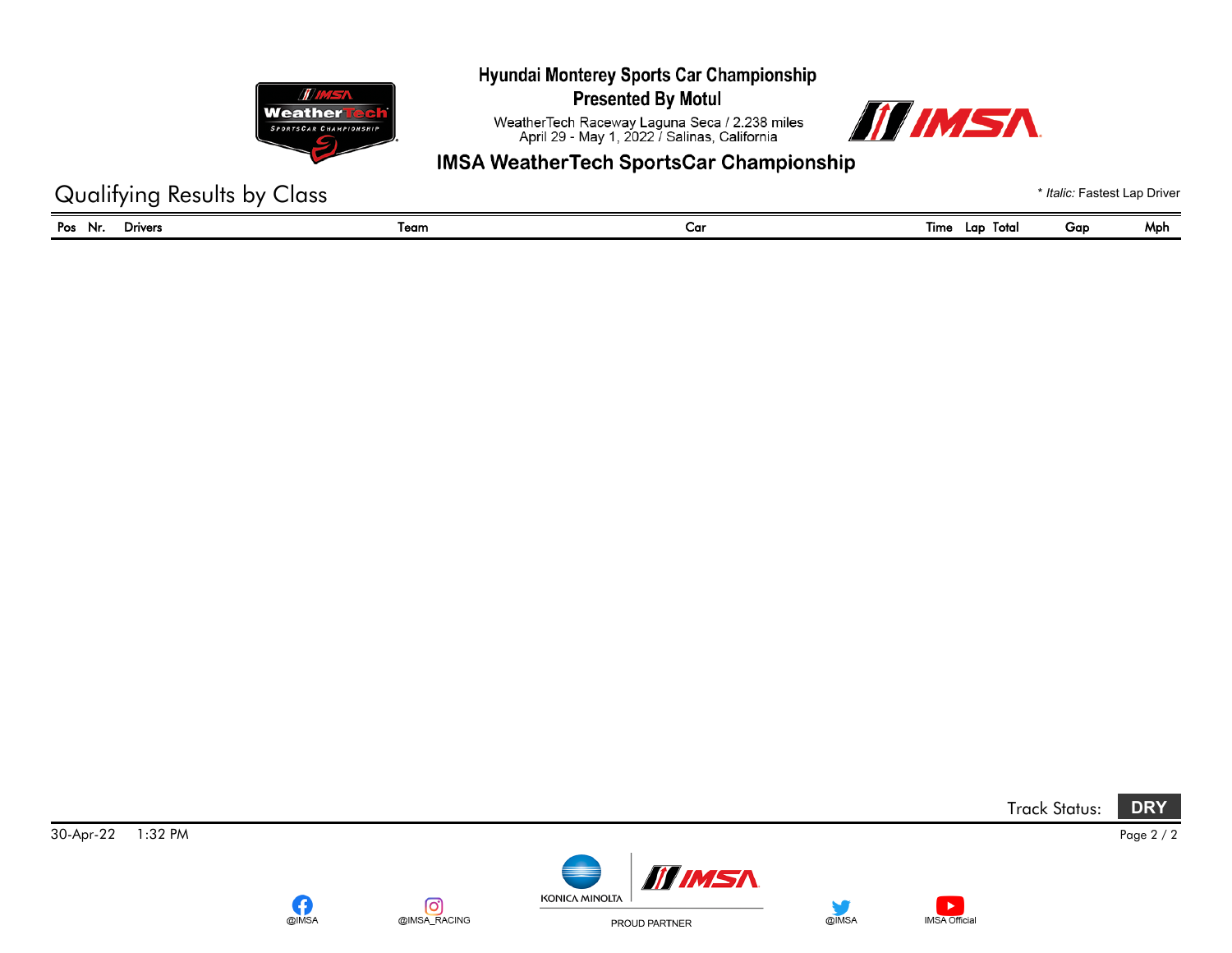Hyundai Monterey Sports Car Championship
Presented By Motul

WeatherTech Raceway Laguna Seca / 2.238 miles
April 29 - May 1, 2022 / Salinas, California

IMSA WeatherTech SportsCar Championship

# Qualifying Results by Class

* *Italic:* Fastest Lap Driver

| Pos | Nr. | Drivers | Team | Car | Time | Lap | Total | Gap | Mph |
|---|---|---|---|---|---|---|---|---|---|

Track Status: DRY

30-Apr-22 1:32 PM